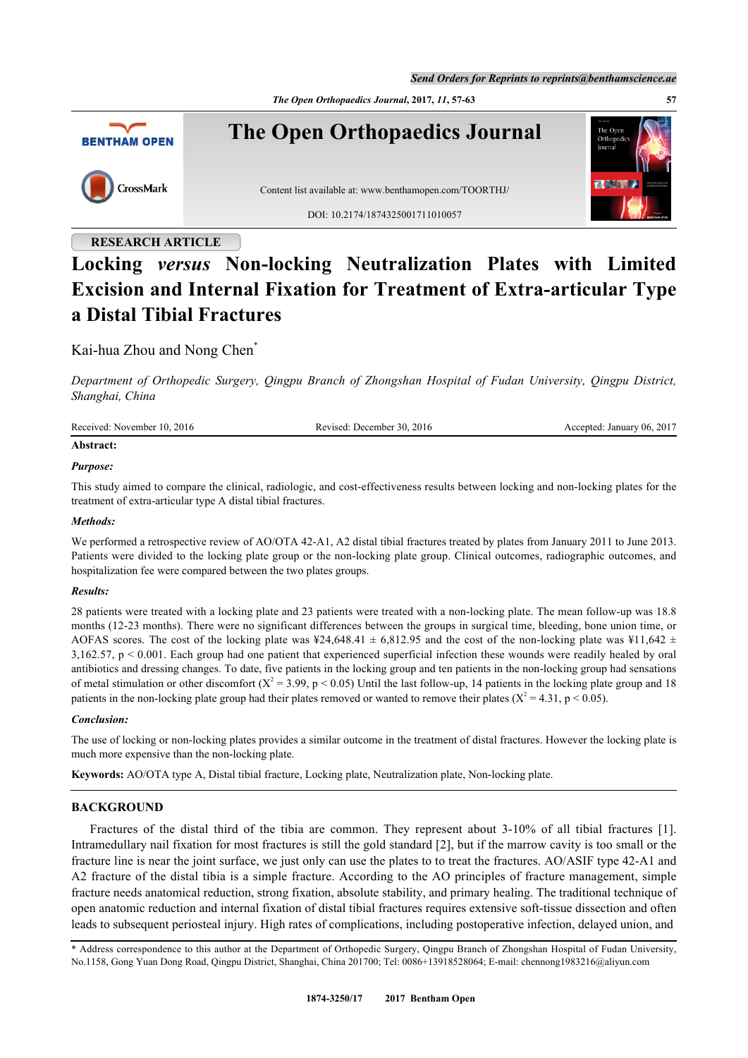RESEARCH ARTICLE

# Locking *versus* Non-locking Neutralization Plates with Limited Excision and Internal Fixation for Treatment of Extra-articular Type a Distal Tibial Fractures

Kai-hua Zhou and Nong Chen*

*Department of Orthopedic Surgery, Qingpu Branch of Zhongshan Hospital of Fudan University, Qingpu District, Shanghai, China*

Received: November 10, 2016 Revised: December 30, 2016 Accepted: January 06, 2017

**Abstract:**

***Purpose:***

This study aimed to compare the clinical, radiologic, and cost-effectiveness results between locking and non-locking plates for the treatment of extra-articular type A distal tibial fractures.

***Methods:***

We performed a retrospective review of AO/OTA 42-A1, A2 distal tibial fractures treated by plates from January 2011 to June 2013. Patients were divided to the locking plate group or the non-locking plate group. Clinical outcomes, radiographic outcomes, and hospitalization fee were compared between the two plates groups.

***Results:***

28 patients were treated with a locking plate and 23 patients were treated with a non-locking plate. The mean follow-up was 18.8 months (12-23 months). There were no significant differences between the groups in surgical time, bleeding, bone union time, or AOFAS scores. The cost of the locking plate was ¥24,648.41 ± 6,812.95 and the cost of the non-locking plate was ¥11,642 ± 3,162.57, $p < 0.001$. Each group had one patient that experienced superficial infection these wounds were readily healed by oral antibiotics and dressing changes. To date, five patients in the locking group and ten patients in the non-locking group had sensations of metal stimulation or other discomfort ($X^2 = 3.99$, $p < 0.05$) Until the last follow-up, 14 patients in the locking plate group and 18 patients in the non-locking plate group had their plates removed or wanted to remove their plates ($X^2 = 4.31$, $p < 0.05$).

***Conclusion:***

The use of locking or non-locking plates provides a similar outcome in the treatment of distal fractures. However the locking plate is much more expensive than the non-locking plate.

**Keywords:** AO/OTA type A, Distal tibial fracture, Locking plate, Neutralization plate, Non-locking plate.

## BACKGROUND

Fractures of the distal third of the tibia are common. They represent about 3-10% of all tibial fractures [1]. Intramedullary nail fixation for most fractures is still the gold standard [2], but if the marrow cavity is too small or the fracture line is near the joint surface, we just only can use the plates to to treat the fractures. AO/ASIF type 42-A1 and A2 fracture of the distal tibia is a simple fracture. According to the AO principles of fracture management, simple fracture needs anatomical reduction, strong fixation, absolute stability, and primary healing. The traditional technique of open anatomic reduction and internal fixation of distal tibial fractures requires extensive soft-tissue dissection and often leads to subsequent periosteal injury. High rates of complications, including postoperative infection, delayed union, and

* Address correspondence to this author at the Department of Orthopedic Surgery, Qingpu Branch of Zhongshan Hospital of Fudan University, No.1158, Gong Yuan Dong Road, Qingpu District, Shanghai, China 201700; Tel: 0086+13918528064; E-mail: chennong1983216@aliyun.com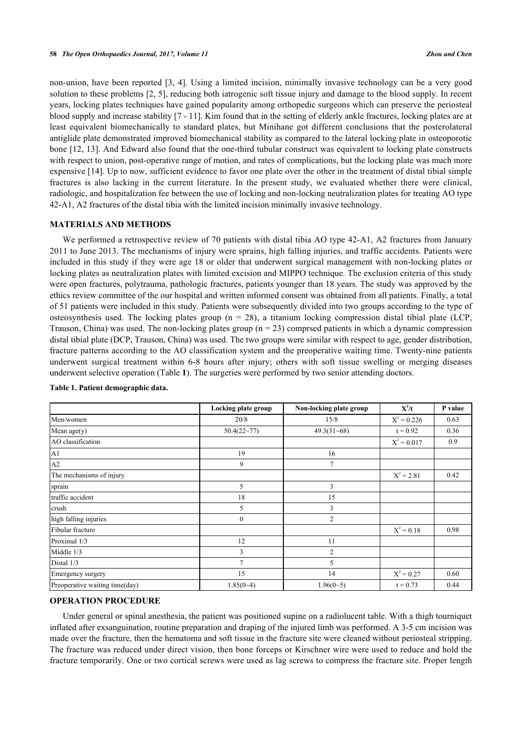non-union, have been reported [3, 4]. Using a limited incision, minimally invasive technology can be a very good solution to these problems [2, 5], reducing both iatrogenic soft tissue injury and damage to the blood supply. In recent years, locking plates techniques have gained popularity among orthopedic surgeons which can preserve the periosteal blood supply and increase stability [7 - 11]. Kim found that in the setting of elderly ankle fractures, locking plates are at least equivalent biomechanically to standard plates, but Minihane got different conclusions that the posterolateral antiglide plate demonstrated improved biomechanical stability as compared to the lateral locking plate in osteoporotic bone [12, 13]. And Edward also found that the one-third tubular construct was equivalent to locking plate constructs with respect to union, post-operative range of motion, and rates of complications, but the locking plate was much more expensive [14]. Up to now, sufficient evidence to favor one plate over the other in the treatment of distal tibial simple fractures is also lacking in the current literature. In the present study, we evaluated whether there were clinical, radiologic, and hospitalization fee between the use of locking and non-locking neutralization plates for treating AO type 42-A1, A2 fractures of the distal tibia with the limited incision minimally invasive technology.

## MATERIALS AND METHODS

We performed a retrospective review of 70 patients with distal tibia AO type 42-A1, A2 fractures from January 2011 to June 2013. The mechanisms of injury were sprains, high falling injuries, and traffic accidents. Patients were included in this study if they were age 18 or older that underwent surgical management with non-locking plates or locking plates as neutralization plates with limited excision and MIPPO technique. The exclusion criteria of this study were open fractures, polytrauma, pathologic fractures, patients younger than 18 years. The study was approved by the ethics review committee of the our hospital and written informed consent was obtained from all patients. Finally, a total of 51 patients were included in this study. Patients were subsequently divided into two groups according to the type of osteosynthesis used. The locking plates group (n = 28), a titanium locking compression distal tibial plate (LCP, Trauson, China) was used. The non-locking plates group (n = 23) comprsed patients in which a dynamic compression distal tibial plate (DCP, Trauson, China) was used. The two groups were similar with respect to age, gender distribution, fracture patterns according to the AO classification system and the preoperative waiting time. Twenty-nine patients underwent surgical treatment within 6-8 hours after injury; others with soft tissue swelling or merging diseases underwent selective operation (Table **1**). The surgeries were performed by two senior attending doctors.

**Table 1. Patient demographic data.**

| | Locking plate group | Non-locking plate group | $X^2$/t | P value |
|---|---|---|---|---|
| Men/women | 20/8 | 15/8 | $X^2 = 0.226$ | 0.63 |
| Mean age(y) | 50.4(22~77) | 49.3(31~68) | t = 0.92 | 0.36 |
| AO classification | | | $X^2 = 0.017$ | 0.9 |
| A1 | 19 | 16 | | |
| A2 | 9 | 7 | | |
| The mechanisms of injury | | | $X^2 = 2.81$ | 0.42 |
| sprain | 5 | 3 | | |
| traffic accident | 18 | 15 | | |
| crush | 5 | 3 | | |
| high falling injuries | 0 | 2 | | |
| Fibular fracture | | | $X^2 = 0.18$ | 0.98 |
| Proximal 1/3 | 12 | 11 | | |
| Middle 1/3 | 3 | 2 | | |
| Distal 1/3 | 7 | 5 | | |
| Emergency surgery | 15 | 14 | $X^2 = 0.27$ | 0.60 |
| Preoperative waiting time(day) | 1.85(0~4) | 1.96(0~5) | t = 0.73 | 0.44 |

## OPERATION PROCEDURE

Under general or spinal anesthesia, the patient was positioned supine on a radiolucent table. With a thigh tourniquet inflated after exsanguination, routine preparation and draping of the injured limb was performed. A 3-5 cm incision was made over the fracture, then the hematoma and soft tissue in the fracture site were cleaned without periosteal stripping. The fracture was reduced under direct vision, then bone forceps or Kirschner wire were used to reduce and hold the fracture temporarily. One or two cortical screws were used as lag screws to compress the fracture site. Proper length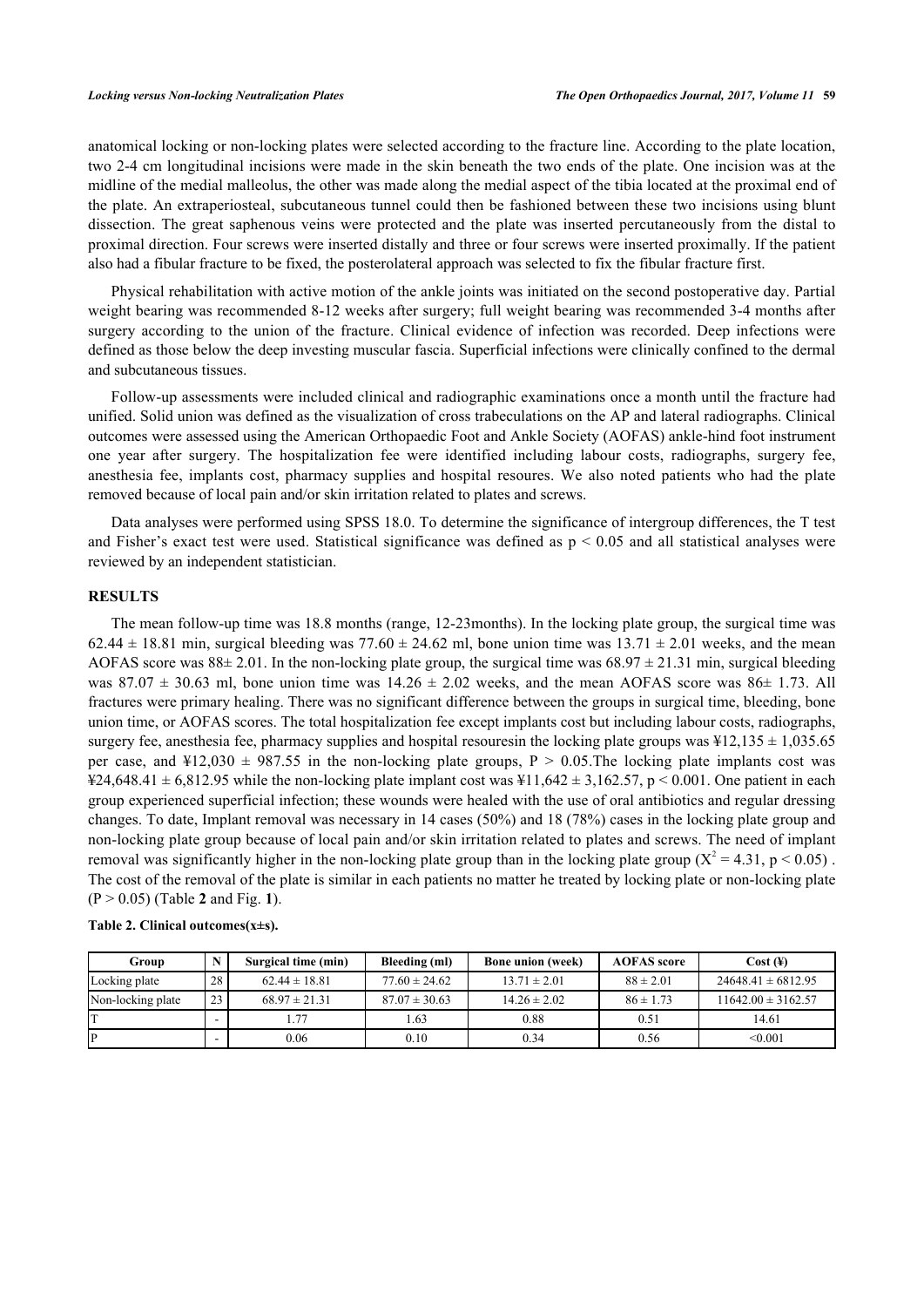anatomical locking or non-locking plates were selected according to the fracture line. According to the plate location, two 2-4 cm longitudinal incisions were made in the skin beneath the two ends of the plate. One incision was at the midline of the medial malleolus, the other was made along the medial aspect of the tibia located at the proximal end of the plate. An extraperiosteal, subcutaneous tunnel could then be fashioned between these two incisions using blunt dissection. The great saphenous veins were protected and the plate was inserted percutaneously from the distal to proximal direction. Four screws were inserted distally and three or four screws were inserted proximally. If the patient also had a fibular fracture to be fixed, the posterolateral approach was selected to fix the fibular fracture first.

Physical rehabilitation with active motion of the ankle joints was initiated on the second postoperative day. Partial weight bearing was recommended 8-12 weeks after surgery; full weight bearing was recommended 3-4 months after surgery according to the union of the fracture. Clinical evidence of infection was recorded. Deep infections were defined as those below the deep investing muscular fascia. Superficial infections were clinically confined to the dermal and subcutaneous tissues.

Follow-up assessments were included clinical and radiographic examinations once a month until the fracture had unified. Solid union was defined as the visualization of cross trabeculations on the AP and lateral radiographs. Clinical outcomes were assessed using the American Orthopaedic Foot and Ankle Society (AOFAS) ankle-hind foot instrument one year after surgery. The hospitalization fee were identified including labour costs, radiographs, surgery fee, anesthesia fee, implants cost, pharmacy supplies and hospital resoures. We also noted patients who had the plate removed because of local pain and/or skin irritation related to plates and screws.

Data analyses were performed using SPSS 18.0. To determine the significance of intergroup differences, the T test and Fisher's exact test were used. Statistical significance was defined as $p < 0.05$ and all statistical analyses were reviewed by an independent statistician.

## RESULTS

The mean follow-up time was 18.8 months (range, 12-23months). In the locking plate group, the surgical time was $62.44 \pm 18.81$ min, surgical bleeding was $77.60 \pm 24.62$ ml, bone union time was $13.71 \pm 2.01$ weeks, and the mean AOFAS score was $88 \pm 2.01$. In the non-locking plate group, the surgical time was $68.97 \pm 21.31$ min, surgical bleeding was $87.07 \pm 30.63$ ml, bone union time was $14.26 \pm 2.02$ weeks, and the mean AOFAS score was $86 \pm 1.73$. All fractures were primary healing. There was no significant difference between the groups in surgical time, bleeding, bone union time, or AOFAS scores. The total hospitalization fee except implants cost but including labour costs, radiographs, surgery fee, anesthesia fee, pharmacy supplies and hospital resouresin the locking plate groups was ¥12,135 ± 1,035.65 per case, and ¥12,030 ± 987.55 in the non-locking plate groups, $P > 0.05$.The locking plate implants cost was ¥24,648.41 ± 6,812.95 while the non-locking plate implant cost was ¥11,642 ± 3,162.57, $p < 0.001$. One patient in each group experienced superficial infection; these wounds were healed with the use of oral antibiotics and regular dressing changes. To date, Implant removal was necessary in 14 cases (50%) and 18 (78%) cases in the locking plate group and non-locking plate group because of local pain and/or skin irritation related to plates and screws. The need of implant removal was significantly higher in the non-locking plate group than in the locking plate group ($X^2 = 4.31$, $p < 0.05$) . The cost of the removal of the plate is similar in each patients no matter he treated by locking plate or non-locking plate ($P > 0.05$) (Table **2** and Fig. **1**).

**Table 2. Clinical outcomes(x±s).**

| Group | N | Surgical time (min) | Bleeding (ml) | Bone union (week) | AOFAS score | Cost (¥) |
|---|---|---|---|---|---|---|
| Locking plate | 28 | 62.44 ± 18.81 | 77.60 ± 24.62 | 13.71 ± 2.01 | 88 ± 2.01 | 24648.41 ± 6812.95 |
| Non-locking plate | 23 | 68.97 ± 21.31 | 87.07 ± 30.63 | 14.26 ± 2.02 | 86 ± 1.73 | 11642.00 ± 3162.57 |
| T | - | 1.77 | 1.63 | 0.88 | 0.51 | 14.61 |
| P | - | 0.06 | 0.10 | 0.34 | 0.56 | <0.001 |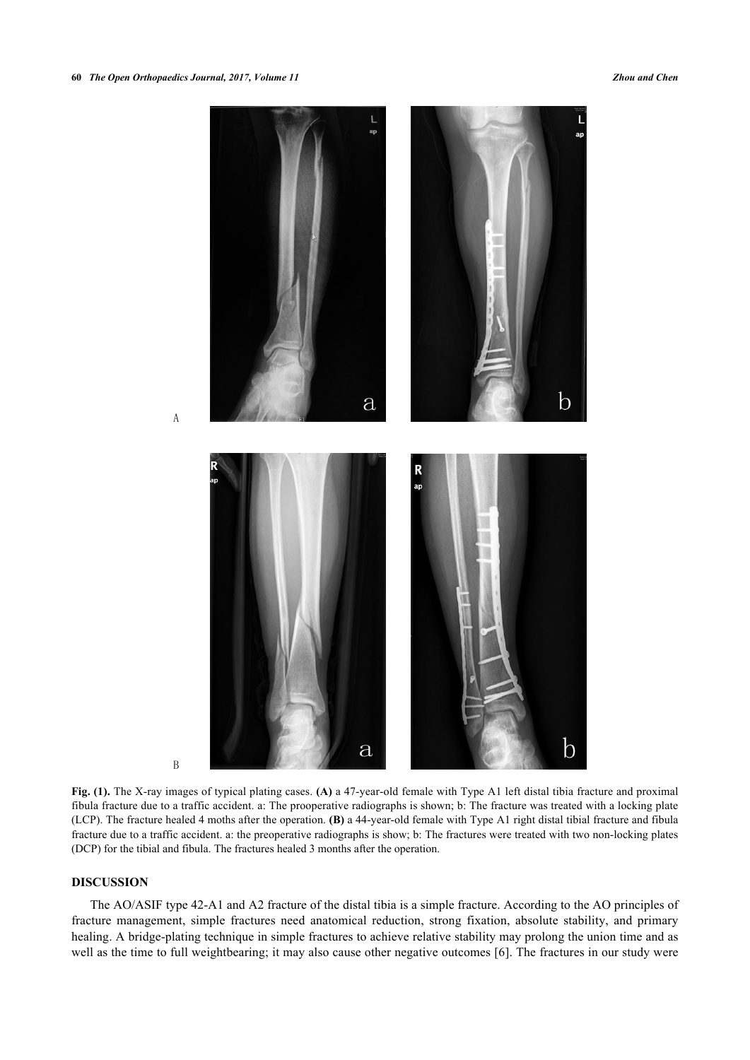Fig. (1). The X-ray images of typical plating cases. **(A)** a 47-year-old female with Type A1 left distal tibia fracture and proximal fibula fracture due to a traffic accident. a: The prooperative radiographs is shown; b: The fracture was treated with a locking plate (LCP). The fracture healed 4 moths after the operation. **(B)** a 44-year-old female with Type A1 right distal tibial fracture and fibula fracture due to a traffic accident. a: the preoperative radiographs is show; b: The fractures were treated with two non-locking plates (DCP) for the tibial and fibula. The fractures healed 3 months after the operation.

## DISCUSSION

The AO/ASIF type 42-A1 and A2 fracture of the distal tibia is a simple fracture. According to the AO principles of fracture management, simple fractures need anatomical reduction, strong fixation, absolute stability, and primary healing. A bridge-plating technique in simple fractures to achieve relative stability may prolong the union time and as well as the time to full weightbearing; it may also cause other negative outcomes [6]. The fractures in our study were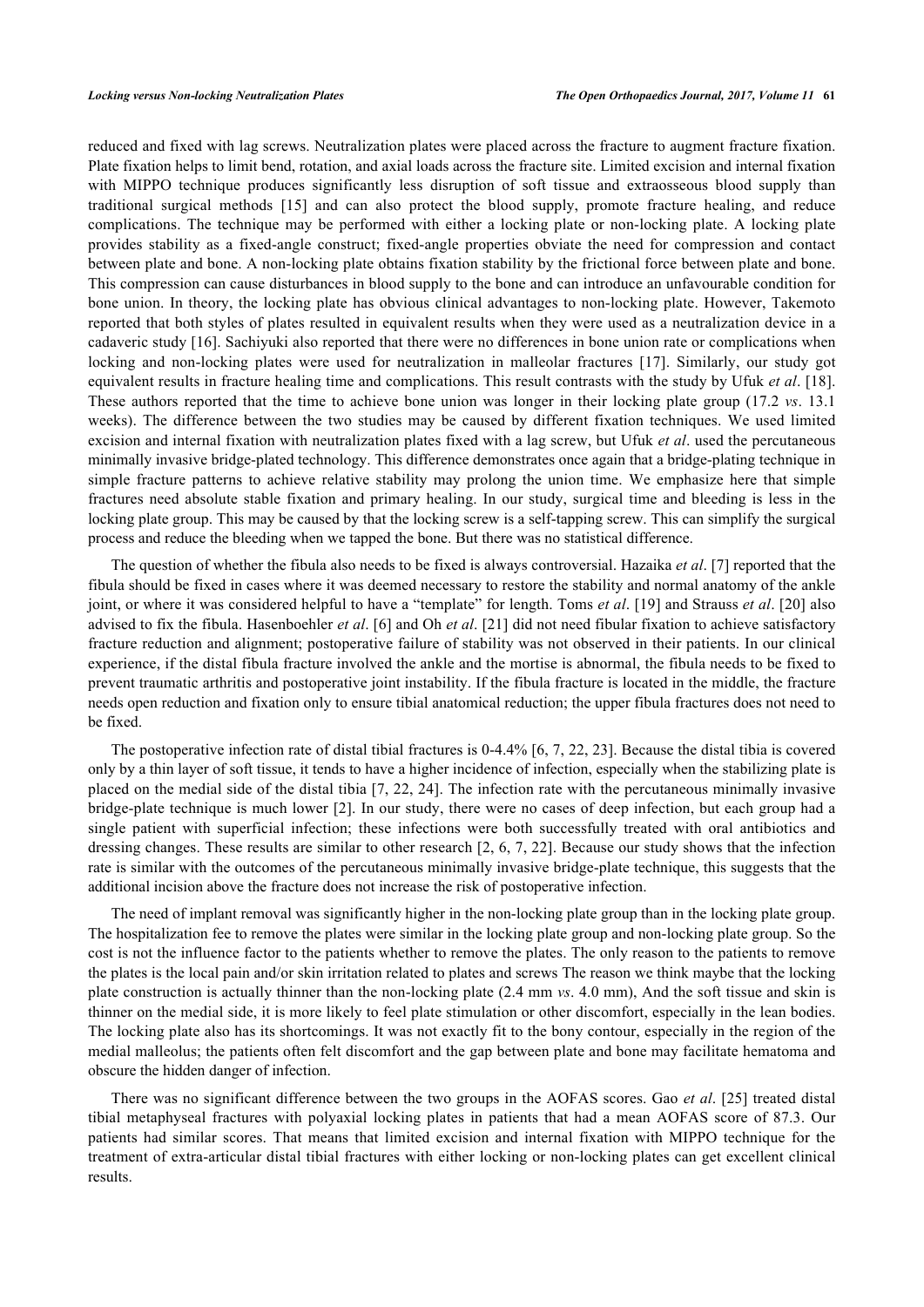reduced and fixed with lag screws. Neutralization plates were placed across the fracture to augment fracture fixation. Plate fixation helps to limit bend, rotation, and axial loads across the fracture site. Limited excision and internal fixation with MIPPO technique produces significantly less disruption of soft tissue and extraosseous blood supply than traditional surgical methods [15] and can also protect the blood supply, promote fracture healing, and reduce complications. The technique may be performed with either a locking plate or non-locking plate. A locking plate provides stability as a fixed-angle construct; fixed-angle properties obviate the need for compression and contact between plate and bone. A non-locking plate obtains fixation stability by the frictional force between plate and bone. This compression can cause disturbances in blood supply to the bone and can introduce an unfavourable condition for bone union. In theory, the locking plate has obvious clinical advantages to non-locking plate. However, Takemoto reported that both styles of plates resulted in equivalent results when they were used as a neutralization device in a cadaveric study [16]. Sachiyuki also reported that there were no differences in bone union rate or complications when locking and non-locking plates were used for neutralization in malleolar fractures [17]. Similarly, our study got equivalent results in fracture healing time and complications. This result contrasts with the study by Ufuk *et al*. [18]. These authors reported that the time to achieve bone union was longer in their locking plate group (17.2 *vs*. 13.1 weeks). The difference between the two studies may be caused by different fixation techniques. We used limited excision and internal fixation with neutralization plates fixed with a lag screw, but Ufuk *et al*. used the percutaneous minimally invasive bridge-plated technology. This difference demonstrates once again that a bridge-plating technique in simple fracture patterns to achieve relative stability may prolong the union time. We emphasize here that simple fractures need absolute stable fixation and primary healing. In our study, surgical time and bleeding is less in the locking plate group. This may be caused by that the locking screw is a self-tapping screw. This can simplify the surgical process and reduce the bleeding when we tapped the bone. But there was no statistical difference.

The question of whether the fibula also needs to be fixed is always controversial. Hazaika *et al*. [7] reported that the fibula should be fixed in cases where it was deemed necessary to restore the stability and normal anatomy of the ankle joint, or where it was considered helpful to have a "template" for length. Toms *et al*. [19] and Strauss *et al*. [20] also advised to fix the fibula. Hasenboehler *et al*. [6] and Oh *et al*. [21] did not need fibular fixation to achieve satisfactory fracture reduction and alignment; postoperative failure of stability was not observed in their patients. In our clinical experience, if the distal fibula fracture involved the ankle and the mortise is abnormal, the fibula needs to be fixed to prevent traumatic arthritis and postoperative joint instability. If the fibula fracture is located in the middle, the fracture needs open reduction and fixation only to ensure tibial anatomical reduction; the upper fibula fractures does not need to be fixed.

The postoperative infection rate of distal tibial fractures is 0-4.4% [6, 7, 22, 23]. Because the distal tibia is covered only by a thin layer of soft tissue, it tends to have a higher incidence of infection, especially when the stabilizing plate is placed on the medial side of the distal tibia [7, 22, 24]. The infection rate with the percutaneous minimally invasive bridge-plate technique is much lower [2]. In our study, there were no cases of deep infection, but each group had a single patient with superficial infection; these infections were both successfully treated with oral antibiotics and dressing changes. These results are similar to other research [2, 6, 7, 22]. Because our study shows that the infection rate is similar with the outcomes of the percutaneous minimally invasive bridge-plate technique, this suggests that the additional incision above the fracture does not increase the risk of postoperative infection.

The need of implant removal was significantly higher in the non-locking plate group than in the locking plate group. The hospitalization fee to remove the plates were similar in the locking plate group and non-locking plate group. So the cost is not the influence factor to the patients whether to remove the plates. The only reason to the patients to remove the plates is the local pain and/or skin irritation related to plates and screws The reason we think maybe that the locking plate construction is actually thinner than the non-locking plate (2.4 mm *vs*. 4.0 mm), And the soft tissue and skin is thinner on the medial side, it is more likely to feel plate stimulation or other discomfort, especially in the lean bodies. The locking plate also has its shortcomings. It was not exactly fit to the bony contour, especially in the region of the medial malleolus; the patients often felt discomfort and the gap between plate and bone may facilitate hematoma and obscure the hidden danger of infection.

There was no significant difference between the two groups in the AOFAS scores. Gao *et al*. [25] treated distal tibial metaphyseal fractures with polyaxial locking plates in patients that had a mean AOFAS score of 87.3. Our patients had similar scores. That means that limited excision and internal fixation with MIPPO technique for the treatment of extra-articular distal tibial fractures with either locking or non-locking plates can get excellent clinical results.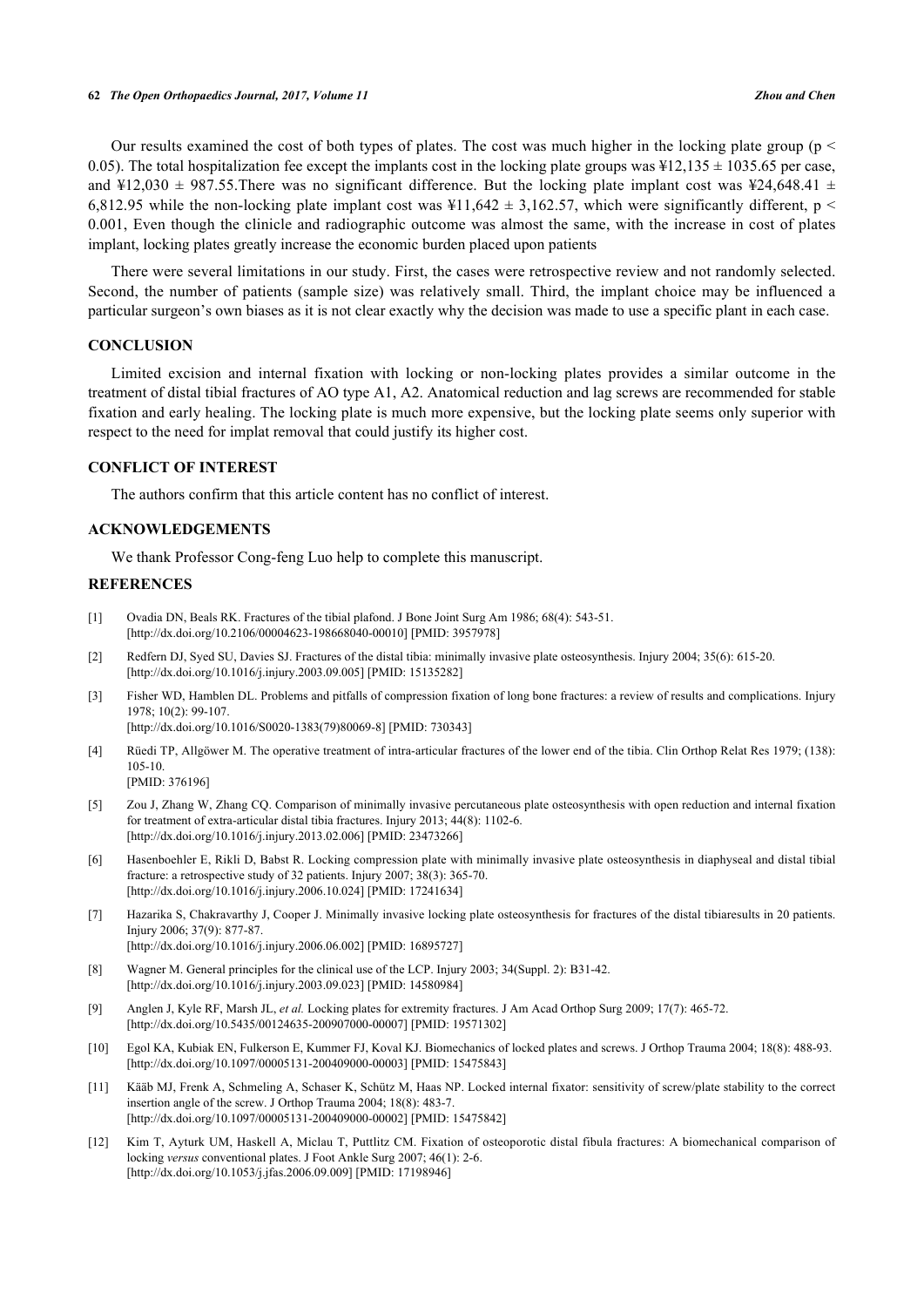Our results examined the cost of both types of plates. The cost was much higher in the locking plate group ($p < 0.05$). The total hospitalization fee except the implants cost in the locking plate groups was ¥12,135 ± 1035.65 per case, and ¥12,030 ± 987.55.There was no significant difference. But the locking plate implant cost was ¥24,648.41 ± 6,812.95 while the non-locking plate implant cost was ¥11,642 ± 3,162.57, which were significantly different, $p < 0.001$, Even though the clinicle and radiographic outcome was almost the same, with the increase in cost of plates implant, locking plates greatly increase the economic burden placed upon patients

There were several limitations in our study. First, the cases were retrospective review and not randomly selected. Second, the number of patients (sample size) was relatively small. Third, the implant choice may be influenced a particular surgeon's own biases as it is not clear exactly why the decision was made to use a specific plant in each case.

## CONCLUSION

Limited excision and internal fixation with locking or non-locking plates provides a similar outcome in the treatment of distal tibial fractures of AO type A1, A2. Anatomical reduction and lag screws are recommended for stable fixation and early healing. The locking plate is much more expensive, but the locking plate seems only superior with respect to the need for implat removal that could justify its higher cost.

## CONFLICT OF INTEREST

The authors confirm that this article content has no conflict of interest.

## ACKNOWLEDGEMENTS

We thank Professor Cong-feng Luo help to complete this manuscript.

## REFERENCES

[1] Ovadia DN, Beals RK. Fractures of the tibial plafond. J Bone Joint Surg Am 1986; 68(4): 543-51. [http://dx.doi.org/10.2106/00004623-198668040-00010] [PMID: 3957978]

[2] Redfern DJ, Syed SU, Davies SJ. Fractures of the distal tibia: minimally invasive plate osteosynthesis. Injury 2004; 35(6): 615-20. [http://dx.doi.org/10.1016/j.injury.2003.09.005] [PMID: 15135282]

[3] Fisher WD, Hamblen DL. Problems and pitfalls of compression fixation of long bone fractures: a review of results and complications. Injury 1978; 10(2): 99-107. [http://dx.doi.org/10.1016/S0020-1383(79)80069-8] [PMID: 730343]

[4] Rüedi TP, Allgöwer M. The operative treatment of intra-articular fractures of the lower end of the tibia. Clin Orthop Relat Res 1979; (138): 105-10. [PMID: 376196]

[5] Zou J, Zhang W, Zhang CQ. Comparison of minimally invasive percutaneous plate osteosynthesis with open reduction and internal fixation for treatment of extra-articular distal tibia fractures. Injury 2013; 44(8): 1102-6. [http://dx.doi.org/10.1016/j.injury.2013.02.006] [PMID: 23473266]

[6] Hasenboehler E, Rikli D, Babst R. Locking compression plate with minimally invasive plate osteosynthesis in diaphyseal and distal tibial fracture: a retrospective study of 32 patients. Injury 2007; 38(3): 365-70. [http://dx.doi.org/10.1016/j.injury.2006.10.024] [PMID: 17241634]

[7] Hazarika S, Chakravarthy J, Cooper J. Minimally invasive locking plate osteosynthesis for fractures of the distal tibiaresults in 20 patients. Injury 2006; 37(9): 877-87. [http://dx.doi.org/10.1016/j.injury.2006.06.002] [PMID: 16895727]

[8] Wagner M. General principles for the clinical use of the LCP. Injury 2003; 34(Suppl. 2): B31-42. [http://dx.doi.org/10.1016/j.injury.2003.09.023] [PMID: 14580984]

[9] Anglen J, Kyle RF, Marsh JL, *et al.* Locking plates for extremity fractures. J Am Acad Orthop Surg 2009; 17(7): 465-72. [http://dx.doi.org/10.5435/00124635-200907000-00007] [PMID: 19571302]

[10] Egol KA, Kubiak EN, Fulkerson E, Kummer FJ, Koval KJ. Biomechanics of locked plates and screws. J Orthop Trauma 2004; 18(8): 488-93. [http://dx.doi.org/10.1097/00005131-200409000-00003] [PMID: 15475843]

[11] Kääb MJ, Frenk A, Schmeling A, Schaser K, Schütz M, Haas NP. Locked internal fixator: sensitivity of screw/plate stability to the correct insertion angle of the screw. J Orthop Trauma 2004; 18(8): 483-7. [http://dx.doi.org/10.1097/00005131-200409000-00002] [PMID: 15475842]

[12] Kim T, Ayturk UM, Haskell A, Miclau T, Puttlitz CM. Fixation of osteoporotic distal fibula fractures: A biomechanical comparison of locking *versus* conventional plates. J Foot Ankle Surg 2007; 46(1): 2-6. [http://dx.doi.org/10.1053/j.jfas.2006.09.009] [PMID: 17198946]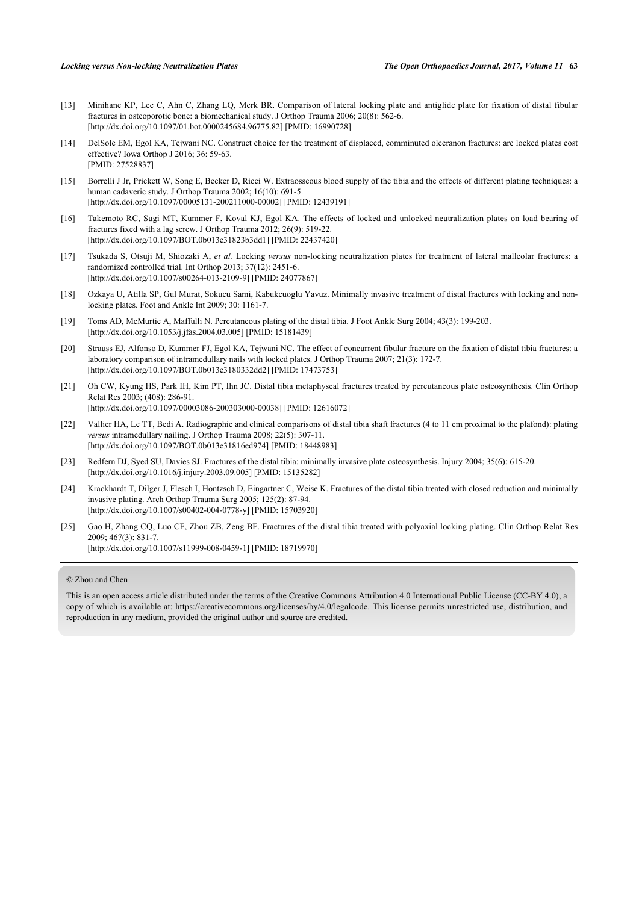[13] Minihane KP, Lee C, Ahn C, Zhang LQ, Merk BR. Comparison of lateral locking plate and antiglide plate for fixation of distal fibular fractures in osteoporotic bone: a biomechanical study. J Orthop Trauma 2006; 20(8): 562-6.
[http://dx.doi.org/10.1097/01.bot.0000245684.96775.82] [PMID: 16990728]

[14] DelSole EM, Egol KA, Tejwani NC. Construct choice for the treatment of displaced, comminuted olecranon fractures: are locked plates cost effective? Iowa Orthop J 2016; 36: 59-63.
[PMID: 27528837]

[15] Borrelli J Jr, Prickett W, Song E, Becker D, Ricci W. Extraosseous blood supply of the tibia and the effects of different plating techniques: a human cadaveric study. J Orthop Trauma 2002; 16(10): 691-5.
[http://dx.doi.org/10.1097/00005131-200211000-00002] [PMID: 12439191]

[16] Takemoto RC, Sugi MT, Kummer F, Koval KJ, Egol KA. The effects of locked and unlocked neutralization plates on load bearing of fractures fixed with a lag screw. J Orthop Trauma 2012; 26(9): 519-22.
[http://dx.doi.org/10.1097/BOT.0b013e31823b3dd1] [PMID: 22437420]

[17] Tsukada S, Otsuji M, Shiozaki A, *et al.* Locking *versus* non-locking neutralization plates for treatment of lateral malleolar fractures: a randomized controlled trial. Int Orthop 2013; 37(12): 2451-6.
[http://dx.doi.org/10.1007/s00264-013-2109-9] [PMID: 24077867]

[18] Ozkaya U, Atilla SP, Gul Murat, Sokucu Sami, Kabukcuoglu Yavuz. Minimally invasive treatment of distal fractures with locking and non-locking plates. Foot and Ankle Int 2009; 30: 1161-7.

[19] Toms AD, McMurtie A, Maffulli N. Percutaneous plating of the distal tibia. J Foot Ankle Surg 2004; 43(3): 199-203.
[http://dx.doi.org/10.1053/j.jfas.2004.03.005] [PMID: 15181439]

[20] Strauss EJ, Alfonso D, Kummer FJ, Egol KA, Tejwani NC. The effect of concurrent fibular fracture on the fixation of distal tibia fractures: a laboratory comparison of intramedullary nails with locked plates. J Orthop Trauma 2007; 21(3): 172-7.
[http://dx.doi.org/10.1097/BOT.0b013e3180332dd2] [PMID: 17473753]

[21] Oh CW, Kyung HS, Park IH, Kim PT, Ihn JC. Distal tibia metaphyseal fractures treated by percutaneous plate osteosynthesis. Clin Orthop Relat Res 2003; (408): 286-91.
[http://dx.doi.org/10.1097/00003086-200303000-00038] [PMID: 12616072]

[22] Vallier HA, Le TT, Bedi A. Radiographic and clinical comparisons of distal tibia shaft fractures (4 to 11 cm proximal to the plafond): plating *versus* intramedullary nailing. J Orthop Trauma 2008; 22(5): 307-11.
[http://dx.doi.org/10.1097/BOT.0b013e31816ed974] [PMID: 18448983]

[23] Redfern DJ, Syed SU, Davies SJ. Fractures of the distal tibia: minimally invasive plate osteosynthesis. Injury 2004; 35(6): 615-20.
[http://dx.doi.org/10.1016/j.injury.2003.09.005] [PMID: 15135282]

[24] Krackhardt T, Dilger J, Flesch I, Höntzsch D, Eingartner C, Weise K. Fractures of the distal tibia treated with closed reduction and minimally invasive plating. Arch Orthop Trauma Surg 2005; 125(2): 87-94.
[http://dx.doi.org/10.1007/s00402-004-0778-y] [PMID: 15703920]

[25] Gao H, Zhang CQ, Luo CF, Zhou ZB, Zeng BF. Fractures of the distal tibia treated with polyaxial locking plating. Clin Orthop Relat Res 2009; 467(3): 831-7.
[http://dx.doi.org/10.1007/s11999-008-0459-1] [PMID: 18719970]

© Zhou and Chen

This is an open access article distributed under the terms of the Creative Commons Attribution 4.0 International Public License (CC-BY 4.0), a copy of which is available at: https://creativecommons.org/licenses/by/4.0/legalcode. This license permits unrestricted use, distribution, and reproduction in any medium, provided the original author and source are credited.